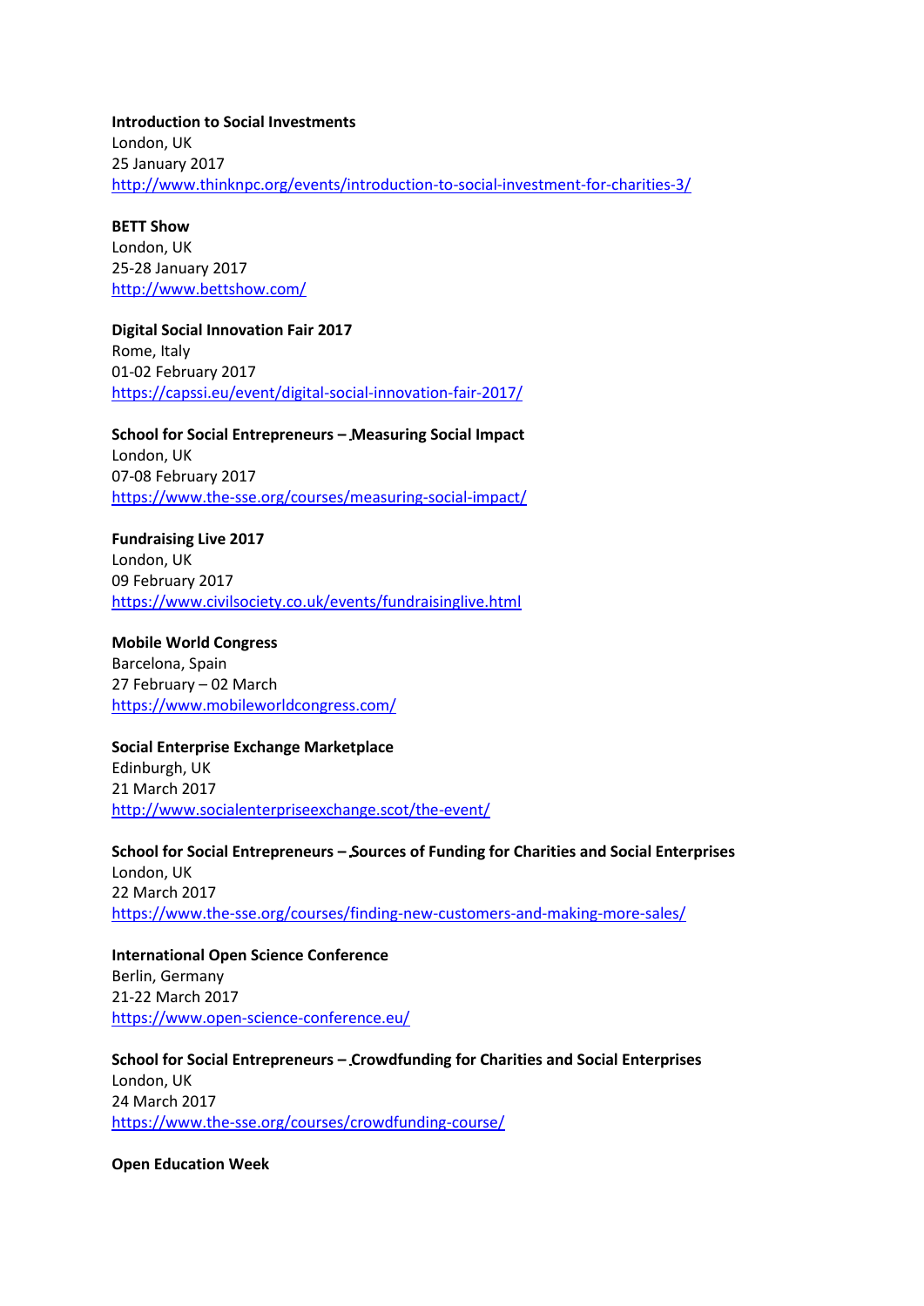**Introduction to Social Investments**
London, UK
25 January 2017
http://www.thinknpc.org/events/introduction-to-social-investment-for-charities-3/

**BETT Show**
London, UK
25-28 January 2017
http://www.bettshow.com/

**Digital Social Innovation Fair 2017**
Rome, Italy
01-02 February 2017
https://capssi.eu/event/digital-social-innovation-fair-2017/

**School for Social Entrepreneurs – Measuring Social Impact**
London, UK
07-08 February 2017
https://www.the-sse.org/courses/measuring-social-impact/

**Fundraising Live 2017**
London, UK
09 February 2017
https://www.civilsociety.co.uk/events/fundraisinglive.html

**Mobile World Congress**
Barcelona, Spain
27 February – 02 March
https://www.mobileworldcongress.com/

**Social Enterprise Exchange Marketplace**
Edinburgh, UK
21 March 2017
http://www.socialenterpriseexchange.scot/the-event/

**School for Social Entrepreneurs – Sources of Funding for Charities and Social Enterprises**
London, UK
22 March 2017
https://www.the-sse.org/courses/finding-new-customers-and-making-more-sales/

**International Open Science Conference**
Berlin, Germany
21-22 March 2017
https://www.open-science-conference.eu/

**School for Social Entrepreneurs – Crowdfunding for Charities and Social Enterprises**
London, UK
24 March 2017
https://www.the-sse.org/courses/crowdfunding-course/

**Open Education Week**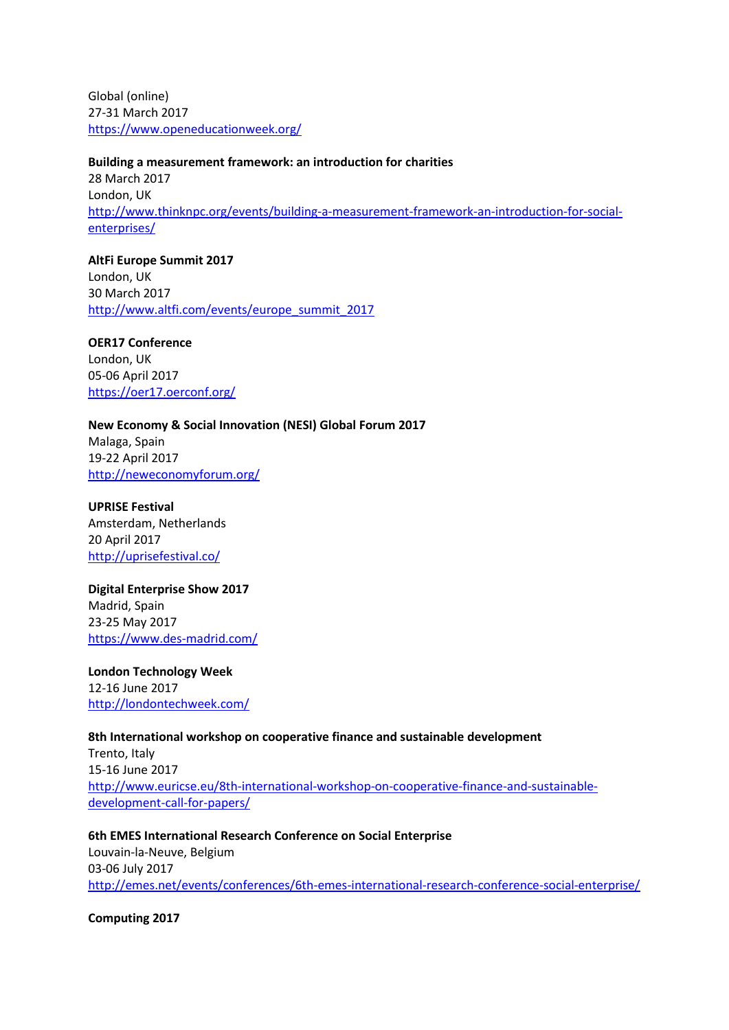Global (online)
27-31 March 2017
https://www.openeducationweek.org/

**Building a measurement framework: an introduction for charities**
28 March 2017
London, UK
http://www.thinknpc.org/events/building-a-measurement-framework-an-introduction-for-social-enterprises/

**AltFi Europe Summit 2017**
London, UK
30 March 2017
http://www.altfi.com/events/europe_summit_2017

**OER17 Conference**
London, UK
05-06 April 2017
https://oer17.oerconf.org/

**New Economy & Social Innovation (NESI) Global Forum 2017**
Malaga, Spain
19-22 April 2017
http://neweconomyforum.org/

**UPRISE Festival**
Amsterdam, Netherlands
20 April 2017
http://uprisefestival.co/

**Digital Enterprise Show 2017**
Madrid, Spain
23-25 May 2017
https://www.des-madrid.com/

**London Technology Week**
12-16 June 2017
http://londontechweek.com/

**8th International workshop on cooperative finance and sustainable development**
Trento, Italy
15-16 June 2017
http://www.euricse.eu/8th-international-workshop-on-cooperative-finance-and-sustainable-development-call-for-papers/

**6th EMES International Research Conference on Social Enterprise**
Louvain-la-Neuve, Belgium
03-06 July 2017
http://emes.net/events/conferences/6th-emes-international-research-conference-social-enterprise/

**Computing 2017**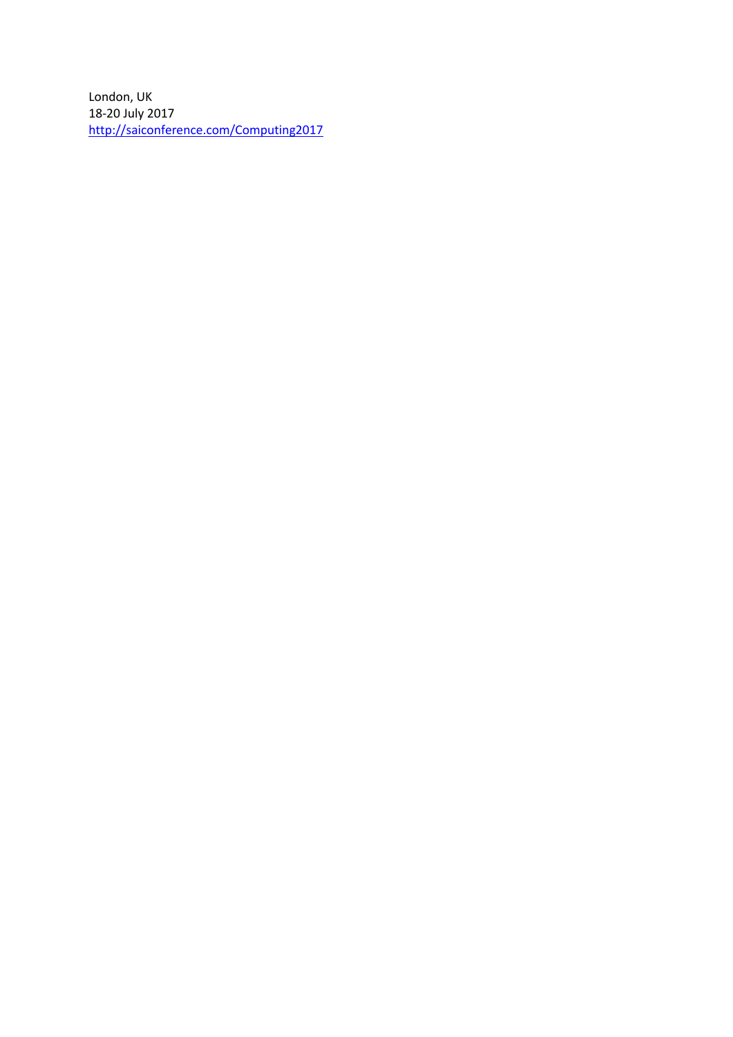London, UK
18-20 July 2017
[http://saiconference.com/Computing2017](http://saiconference.com/Computing2017)